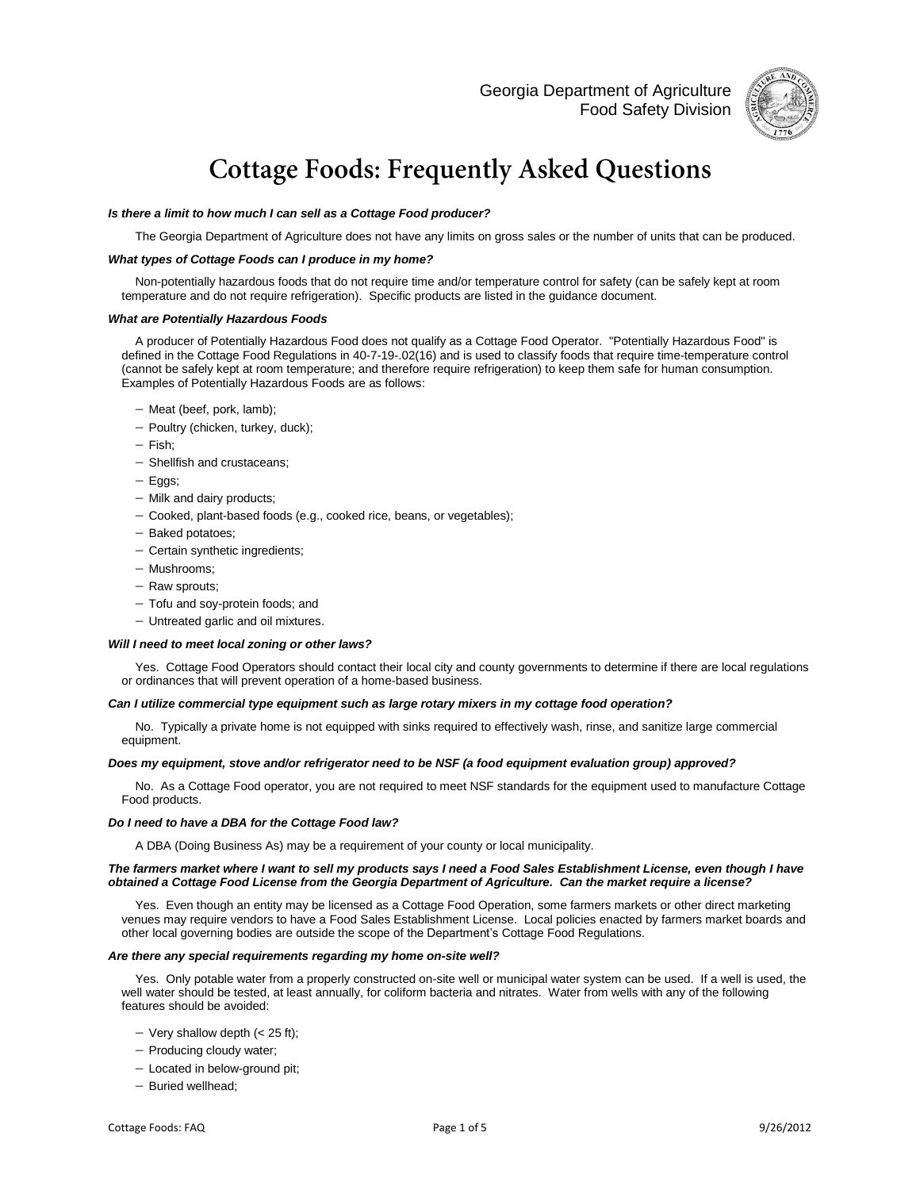Georgia Department of Agriculture
Food Safety Division

# Cottage Foods: Frequently Asked Questions

***Is there a limit to how much I can sell as a Cottage Food producer?***

The Georgia Department of Agriculture does not have any limits on gross sales or the number of units that can be produced.

***What types of Cottage Foods can I produce in my home?***

Non-potentially hazardous foods that do not require time and/or temperature control for safety (can be safely kept at room temperature and do not require refrigeration). Specific products are listed in the guidance document.

***What are Potentially Hazardous Foods***

A producer of Potentially Hazardous Food does not qualify as a Cottage Food Operator. "Potentially Hazardous Food" is defined in the Cottage Food Regulations in 40-7-19-.02(16) and is used to classify foods that require time-temperature control (cannot be safely kept at room temperature; and therefore require refrigeration) to keep them safe for human consumption. Examples of Potentially Hazardous Foods are as follows:

- Meat (beef, pork, lamb);
- Poultry (chicken, turkey, duck);
- Fish;
- Shellfish and crustaceans;
- Eggs;
- Milk and dairy products;
- Cooked, plant-based foods (e.g., cooked rice, beans, or vegetables);
- Baked potatoes;
- Certain synthetic ingredients;
- Mushrooms;
- Raw sprouts;
- Tofu and soy-protein foods; and
- Untreated garlic and oil mixtures.

***Will I need to meet local zoning or other laws?***

Yes. Cottage Food Operators should contact their local city and county governments to determine if there are local regulations or ordinances that will prevent operation of a home-based business.

***Can I utilize commercial type equipment such as large rotary mixers in my cottage food operation?***

No. Typically a private home is not equipped with sinks required to effectively wash, rinse, and sanitize large commercial equipment.

***Does my equipment, stove and/or refrigerator need to be NSF (a food equipment evaluation group) approved?***

No. As a Cottage Food operator, you are not required to meet NSF standards for the equipment used to manufacture Cottage Food products.

***Do I need to have a DBA for the Cottage Food law?***

A DBA (Doing Business As) may be a requirement of your county or local municipality.

***The farmers market where I want to sell my products says I need a Food Sales Establishment License, even though I have obtained a Cottage Food License from the Georgia Department of Agriculture. Can the market require a license?***

Yes. Even though an entity may be licensed as a Cottage Food Operation, some farmers markets or other direct marketing venues may require vendors to have a Food Sales Establishment License. Local policies enacted by farmers market boards and other local governing bodies are outside the scope of the Department's Cottage Food Regulations.

***Are there any special requirements regarding my home on-site well?***

Yes. Only potable water from a properly constructed on-site well or municipal water system can be used. If a well is used, the well water should be tested, at least annually, for coliform bacteria and nitrates. Water from wells with any of the following features should be avoided:

- Very shallow depth (< 25 ft);
- Producing cloudy water;
- Located in below-ground pit;
- Buried wellhead;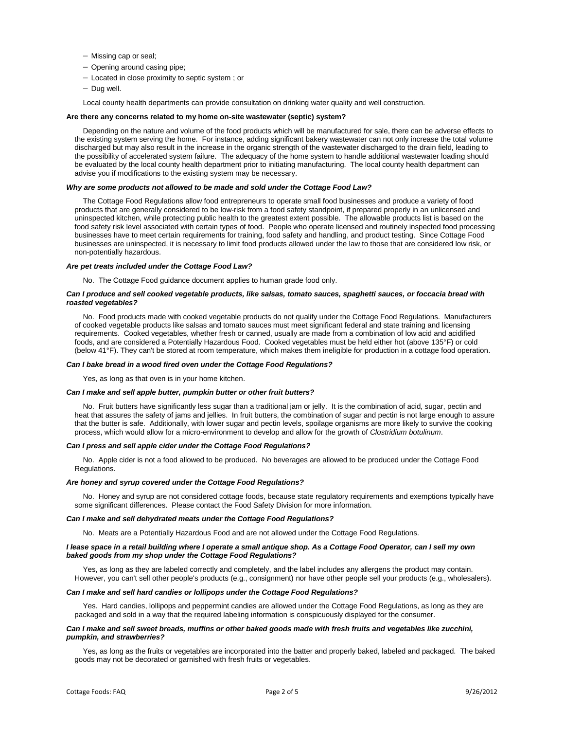- Missing cap or seal;
- Opening around casing pipe;
- Located in close proximity to septic system ; or
- Dug well.

Local county health departments can provide consultation on drinking water quality and well construction.

**Are there any concerns related to my home on-site wastewater (septic) system?**

Depending on the nature and volume of the food products which will be manufactured for sale, there can be adverse effects to the existing system serving the home. For instance, adding significant bakery wastewater can not only increase the total volume discharged but may also result in the increase in the organic strength of the wastewater discharged to the drain field, leading to the possibility of accelerated system failure. The adequacy of the home system to handle additional wastewater loading should be evaluated by the local county health department prior to initiating manufacturing. The local county health department can advise you if modifications to the existing system may be necessary.

***Why are some products not allowed to be made and sold under the Cottage Food Law?***

The Cottage Food Regulations allow food entrepreneurs to operate small food businesses and produce a variety of food products that are generally considered to be low-risk from a food safety standpoint, if prepared properly in an unlicensed and uninspected kitchen, while protecting public health to the greatest extent possible. The allowable products list is based on the food safety risk level associated with certain types of food. People who operate licensed and routinely inspected food processing businesses have to meet certain requirements for training, food safety and handling, and product testing. Since Cottage Food businesses are uninspected, it is necessary to limit food products allowed under the law to those that are considered low risk, or non-potentially hazardous.

***Are pet treats included under the Cottage Food Law?***

No. The Cottage Food guidance document applies to human grade food only.

***Can I produce and sell cooked vegetable products, like salsas, tomato sauces, spaghetti sauces, or foccacia bread with roasted vegetables?***

No. Food products made with cooked vegetable products do not qualify under the Cottage Food Regulations. Manufacturers of cooked vegetable products like salsas and tomato sauces must meet significant federal and state training and licensing requirements. Cooked vegetables, whether fresh or canned, usually are made from a combination of low acid and acidified foods, and are considered a Potentially Hazardous Food. Cooked vegetables must be held either hot (above 135°F) or cold (below 41°F). They can't be stored at room temperature, which makes them ineligible for production in a cottage food operation.

***Can I bake bread in a wood fired oven under the Cottage Food Regulations?***

Yes, as long as that oven is in your home kitchen.

***Can I make and sell apple butter, pumpkin butter or other fruit butters?***

No. Fruit butters have significantly less sugar than a traditional jam or jelly. It is the combination of acid, sugar, pectin and heat that assures the safety of jams and jellies. In fruit butters, the combination of sugar and pectin is not large enough to assure that the butter is safe. Additionally, with lower sugar and pectin levels, spoilage organisms are more likely to survive the cooking process, which would allow for a micro-environment to develop and allow for the growth of *Clostridium botulinum*.

***Can I press and sell apple cider under the Cottage Food Regulations?***

No. Apple cider is not a food allowed to be produced. No beverages are allowed to be produced under the Cottage Food Regulations.

***Are honey and syrup covered under the Cottage Food Regulations?***

No. Honey and syrup are not considered cottage foods, because state regulatory requirements and exemptions typically have some significant differences. Please contact the Food Safety Division for more information.

***Can I make and sell dehydrated meats under the Cottage Food Regulations?***

No. Meats are a Potentially Hazardous Food and are not allowed under the Cottage Food Regulations.

***I lease space in a retail building where I operate a small antique shop. As a Cottage Food Operator, can I sell my own baked goods from my shop under the Cottage Food Regulations?***

Yes, as long as they are labeled correctly and completely, and the label includes any allergens the product may contain. However, you can't sell other people's products (e.g., consignment) nor have other people sell your products (e.g., wholesalers).

***Can I make and sell hard candies or lollipops under the Cottage Food Regulations?***

Yes. Hard candies, lollipops and peppermint candies are allowed under the Cottage Food Regulations, as long as they are packaged and sold in a way that the required labeling information is conspicuously displayed for the consumer.

***Can I make and sell sweet breads, muffins or other baked goods made with fresh fruits and vegetables like zucchini, pumpkin, and strawberries?***

Yes, as long as the fruits or vegetables are incorporated into the batter and properly baked, labeled and packaged. The baked goods may not be decorated or garnished with fresh fruits or vegetables.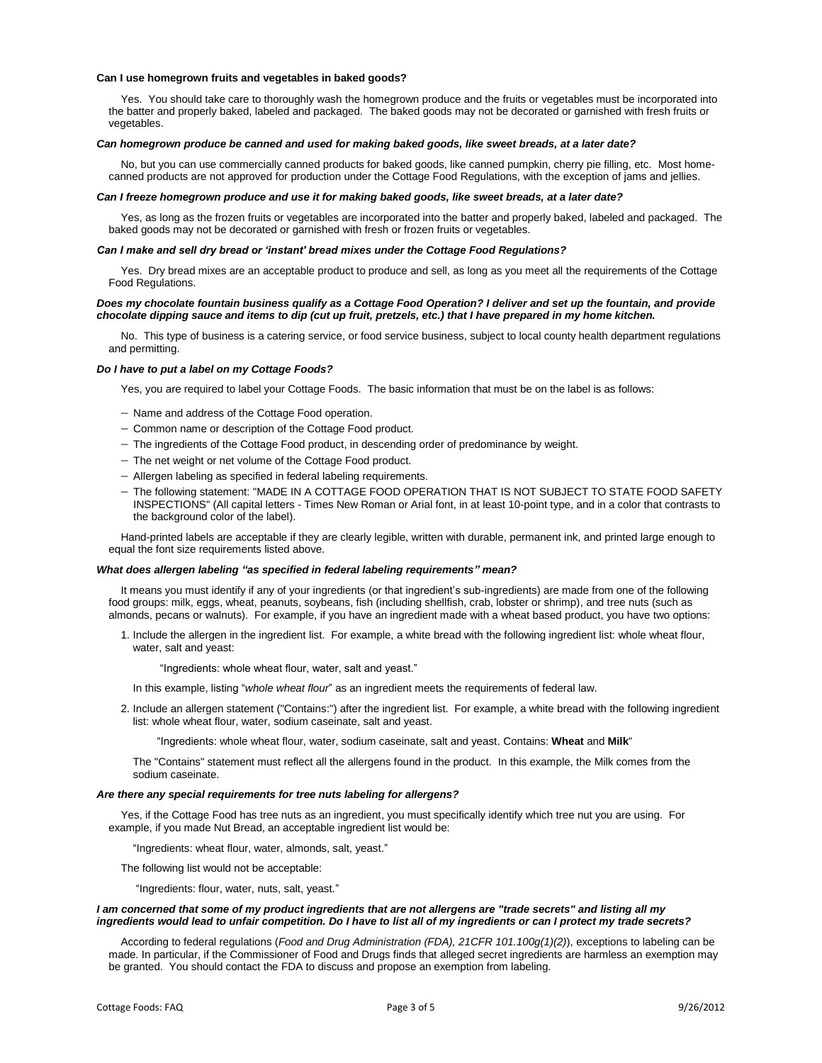**Can I use homegrown fruits and vegetables in baked goods?**

Yes. You should take care to thoroughly wash the homegrown produce and the fruits or vegetables must be incorporated into the batter and properly baked, labeled and packaged. The baked goods may not be decorated or garnished with fresh fruits or vegetables.

***Can homegrown produce be canned and used for making baked goods, like sweet breads, at a later date?***

No, but you can use commercially canned products for baked goods, like canned pumpkin, cherry pie filling, etc. Most home-canned products are not approved for production under the Cottage Food Regulations, with the exception of jams and jellies.

***Can I freeze homegrown produce and use it for making baked goods, like sweet breads, at a later date?***

Yes, as long as the frozen fruits or vegetables are incorporated into the batter and properly baked, labeled and packaged. The baked goods may not be decorated or garnished with fresh or frozen fruits or vegetables.

***Can I make and sell dry bread or 'instant' bread mixes under the Cottage Food Regulations?***

Yes. Dry bread mixes are an acceptable product to produce and sell, as long as you meet all the requirements of the Cottage Food Regulations.

***Does my chocolate fountain business qualify as a Cottage Food Operation? I deliver and set up the fountain, and provide chocolate dipping sauce and items to dip (cut up fruit, pretzels, etc.) that I have prepared in my home kitchen.***

No. This type of business is a catering service, or food service business, subject to local county health department regulations and permitting.

***Do I have to put a label on my Cottage Foods?***

Yes, you are required to label your Cottage Foods. The basic information that must be on the label is as follows:

- Name and address of the Cottage Food operation.
- Common name or description of the Cottage Food product.
- The ingredients of the Cottage Food product, in descending order of predominance by weight.
- The net weight or net volume of the Cottage Food product.
- Allergen labeling as specified in federal labeling requirements.
- The following statement: "MADE IN A COTTAGE FOOD OPERATION THAT IS NOT SUBJECT TO STATE FOOD SAFETY INSPECTIONS" (All capital letters - Times New Roman or Arial font, in at least 10-point type, and in a color that contrasts to the background color of the label).

Hand-printed labels are acceptable if they are clearly legible, written with durable, permanent ink, and printed large enough to equal the font size requirements listed above.

***What does allergen labeling "as specified in federal labeling requirements" mean?***

It means you must identify if any of your ingredients (or that ingredient's sub-ingredients) are made from one of the following food groups: milk, eggs, wheat, peanuts, soybeans, fish (including shellfish, crab, lobster or shrimp), and tree nuts (such as almonds, pecans or walnuts). For example, if you have an ingredient made with a wheat based product, you have two options:

1. Include the allergen in the ingredient list. For example, a white bread with the following ingredient list: whole wheat flour, water, salt and yeast:

   "Ingredients: whole wheat flour, water, salt and yeast."

   In this example, listing "*whole wheat flour*" as an ingredient meets the requirements of federal law.

2. Include an allergen statement ("Contains:") after the ingredient list. For example, a white bread with the following ingredient list: whole wheat flour, water, sodium caseinate, salt and yeast.

   "Ingredients: whole wheat flour, water, sodium caseinate, salt and yeast. Contains: **Wheat** and **Milk**"

   The "Contains" statement must reflect all the allergens found in the product. In this example, the Milk comes from the sodium caseinate.

***Are there any special requirements for tree nuts labeling for allergens?***

Yes, if the Cottage Food has tree nuts as an ingredient, you must specifically identify which tree nut you are using. For example, if you made Nut Bread, an acceptable ingredient list would be:

"Ingredients: wheat flour, water, almonds, salt, yeast."

The following list would not be acceptable:

"Ingredients: flour, water, nuts, salt, yeast."

***I am concerned that some of my product ingredients that are not allergens are "trade secrets" and listing all my ingredients would lead to unfair competition. Do I have to list all of my ingredients or can I protect my trade secrets?***

According to federal regulations (*Food and Drug Administration (FDA), 21CFR 101.100g(1)(2)*), exceptions to labeling can be made. In particular, if the Commissioner of Food and Drugs finds that alleged secret ingredients are harmless an exemption may be granted. You should contact the FDA to discuss and propose an exemption from labeling.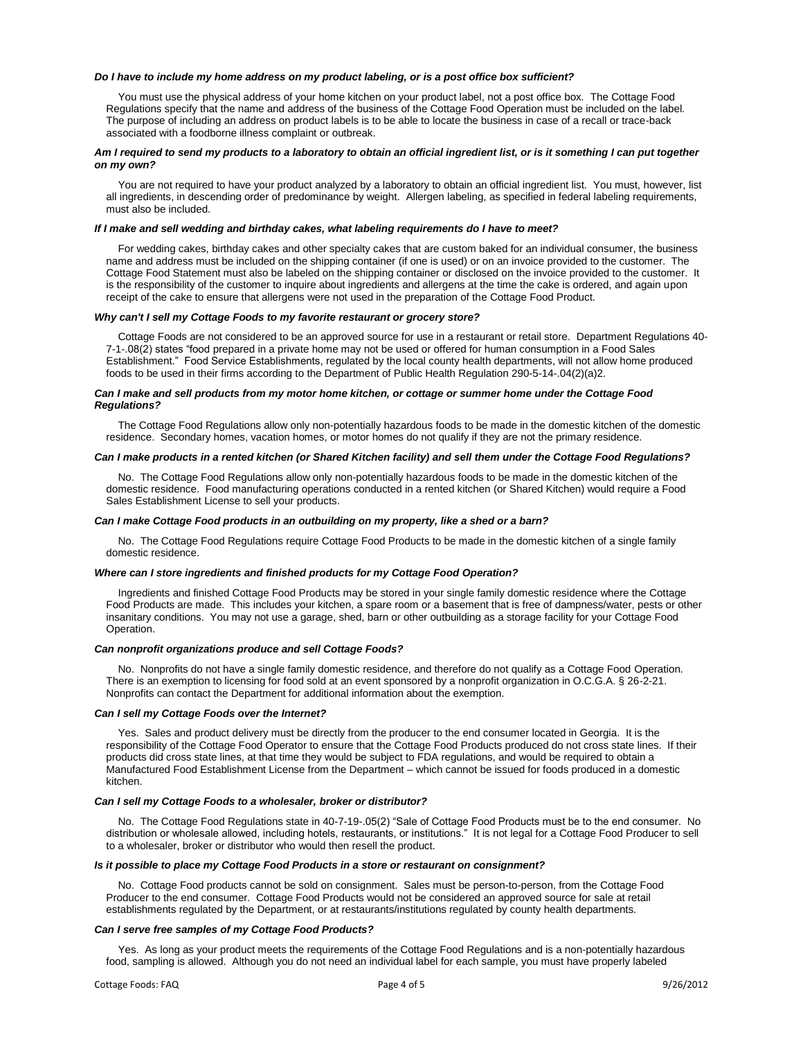***Do I have to include my home address on my product labeling, or is a post office box sufficient?***

You must use the physical address of your home kitchen on your product label, not a post office box. The Cottage Food Regulations specify that the name and address of the business of the Cottage Food Operation must be included on the label. The purpose of including an address on product labels is to be able to locate the business in case of a recall or trace-back associated with a foodborne illness complaint or outbreak.

***Am I required to send my products to a laboratory to obtain an official ingredient list, or is it something I can put together on my own?***

You are not required to have your product analyzed by a laboratory to obtain an official ingredient list. You must, however, list all ingredients, in descending order of predominance by weight. Allergen labeling, as specified in federal labeling requirements, must also be included.

***If I make and sell wedding and birthday cakes, what labeling requirements do I have to meet?***

For wedding cakes, birthday cakes and other specialty cakes that are custom baked for an individual consumer, the business name and address must be included on the shipping container (if one is used) or on an invoice provided to the customer. The Cottage Food Statement must also be labeled on the shipping container or disclosed on the invoice provided to the customer. It is the responsibility of the customer to inquire about ingredients and allergens at the time the cake is ordered, and again upon receipt of the cake to ensure that allergens were not used in the preparation of the Cottage Food Product.

***Why can't I sell my Cottage Foods to my favorite restaurant or grocery store?***

Cottage Foods are not considered to be an approved source for use in a restaurant or retail store. Department Regulations 40-7-1-.08(2) states "food prepared in a private home may not be used or offered for human consumption in a Food Sales Establishment." Food Service Establishments, regulated by the local county health departments, will not allow home produced foods to be used in their firms according to the Department of Public Health Regulation 290-5-14-.04(2)(a)2.

***Can I make and sell products from my motor home kitchen, or cottage or summer home under the Cottage Food Regulations?***

The Cottage Food Regulations allow only non-potentially hazardous foods to be made in the domestic kitchen of the domestic residence. Secondary homes, vacation homes, or motor homes do not qualify if they are not the primary residence.

***Can I make products in a rented kitchen (or Shared Kitchen facility) and sell them under the Cottage Food Regulations?***

No. The Cottage Food Regulations allow only non-potentially hazardous foods to be made in the domestic kitchen of the domestic residence. Food manufacturing operations conducted in a rented kitchen (or Shared Kitchen) would require a Food Sales Establishment License to sell your products.

***Can I make Cottage Food products in an outbuilding on my property, like a shed or a barn?***

No. The Cottage Food Regulations require Cottage Food Products to be made in the domestic kitchen of a single family domestic residence.

***Where can I store ingredients and finished products for my Cottage Food Operation?***

Ingredients and finished Cottage Food Products may be stored in your single family domestic residence where the Cottage Food Products are made. This includes your kitchen, a spare room or a basement that is free of dampness/water, pests or other insanitary conditions. You may not use a garage, shed, barn or other outbuilding as a storage facility for your Cottage Food Operation.

***Can nonprofit organizations produce and sell Cottage Foods?***

No. Nonprofits do not have a single family domestic residence, and therefore do not qualify as a Cottage Food Operation. There is an exemption to licensing for food sold at an event sponsored by a nonprofit organization in O.C.G.A. § 26-2-21. Nonprofits can contact the Department for additional information about the exemption.

***Can I sell my Cottage Foods over the Internet?***

Yes. Sales and product delivery must be directly from the producer to the end consumer located in Georgia. It is the responsibility of the Cottage Food Operator to ensure that the Cottage Food Products produced do not cross state lines. If their products did cross state lines, at that time they would be subject to FDA regulations, and would be required to obtain a Manufactured Food Establishment License from the Department – which cannot be issued for foods produced in a domestic kitchen.

***Can I sell my Cottage Foods to a wholesaler, broker or distributor?***

No. The Cottage Food Regulations state in 40-7-19-.05(2) "Sale of Cottage Food Products must be to the end consumer. No distribution or wholesale allowed, including hotels, restaurants, or institutions." It is not legal for a Cottage Food Producer to sell to a wholesaler, broker or distributor who would then resell the product.

***Is it possible to place my Cottage Food Products in a store or restaurant on consignment?***

No. Cottage Food products cannot be sold on consignment. Sales must be person-to-person, from the Cottage Food Producer to the end consumer. Cottage Food Products would not be considered an approved source for sale at retail establishments regulated by the Department, or at restaurants/institutions regulated by county health departments.

***Can I serve free samples of my Cottage Food Products?***

Yes. As long as your product meets the requirements of the Cottage Food Regulations and is a non-potentially hazardous food, sampling is allowed. Although you do not need an individual label for each sample, you must have properly labeled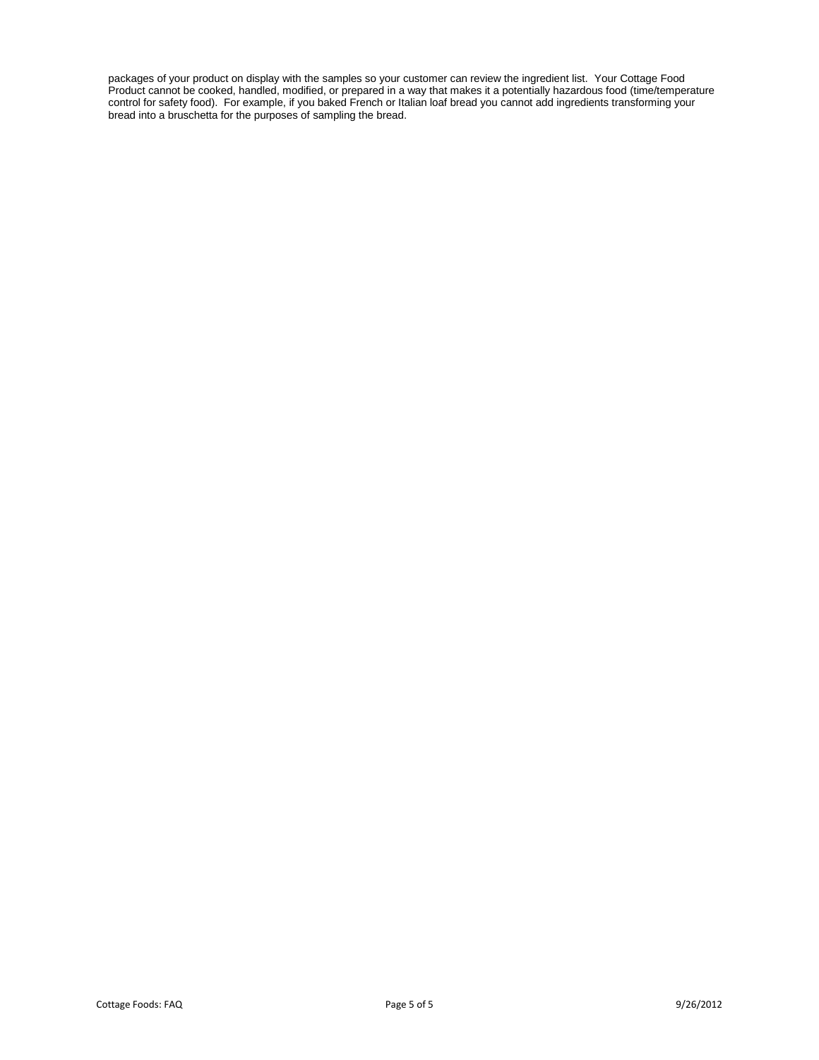packages of your product on display with the samples so your customer can review the ingredient list. Your Cottage Food Product cannot be cooked, handled, modified, or prepared in a way that makes it a potentially hazardous food (time/temperature control for safety food). For example, if you baked French or Italian loaf bread you cannot add ingredients transforming your bread into a bruschetta for the purposes of sampling the bread.